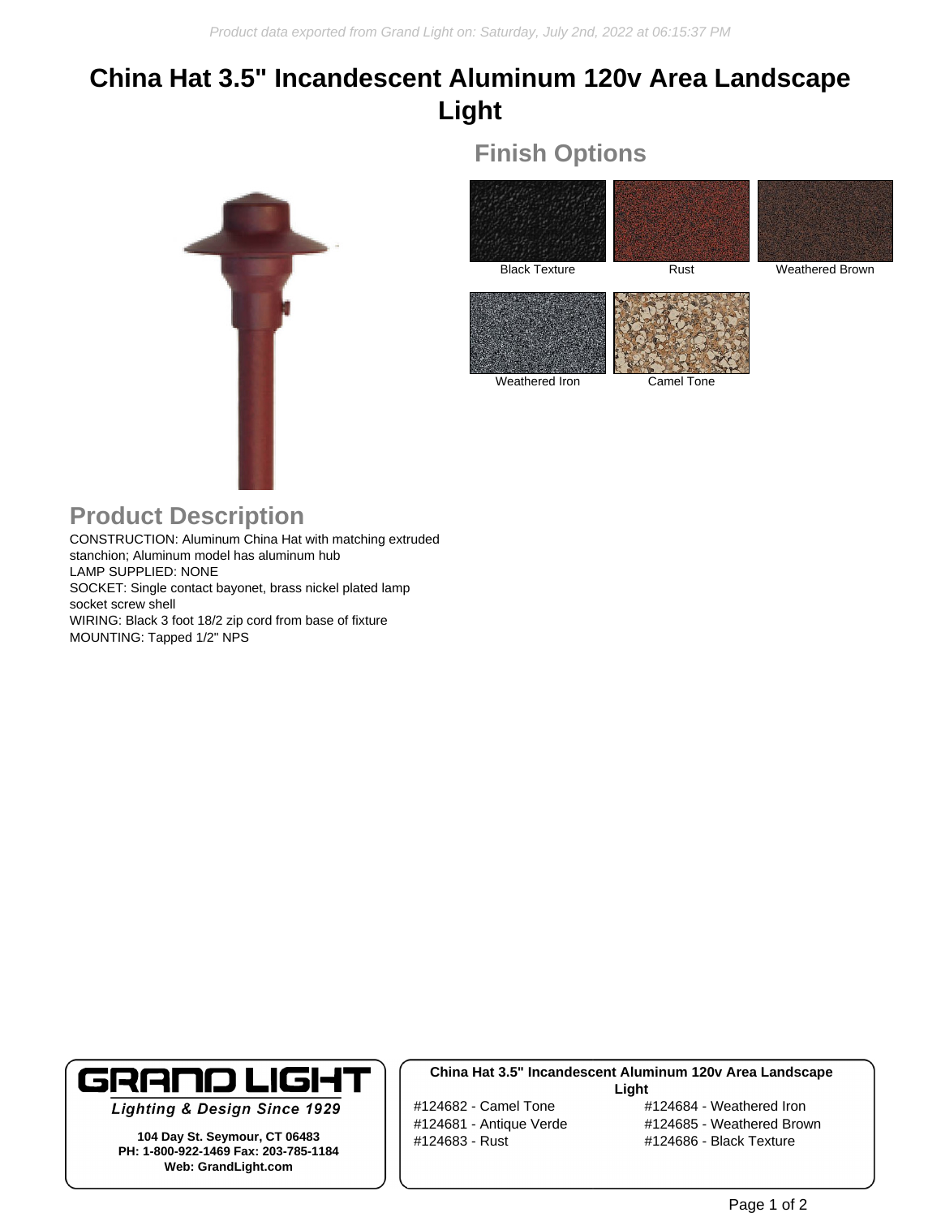# China Hat 3.5" Incandescent Aluminum 120v Area Landscape Light

## Finish Options

Black Texture

Rust

Weathered Brown

Weathered Iron

Camel Tone

## Product Description

CONSTRUCTION: Aluminum China Hat with matching extruded stanchion; Aluminum model has aluminum hub
LAMP SUPPLIED: NONE
SOCKET: Single contact bayonet, brass nickel plated lamp socket screw shell
WIRING: Black 3 foot 18/2 zip cord from base of fixture
MOUNTING: Tapped 1/2" NPS

**GRAND LIGHT**

***Lighting & Design Since 1929***

**104 Day St. Seymour, CT 06483**
**PH: 1-800-922-1469 Fax: 203-785-1184**
**Web: GrandLight.com**

**China Hat 3.5" Incandescent Aluminum 120v Area Landscape Light**

#124682 - Camel Tone
#124681 - Antique Verde
#124683 - Rust
#124684 - Weathered Iron
#124685 - Weathered Brown
#124686 - Black Texture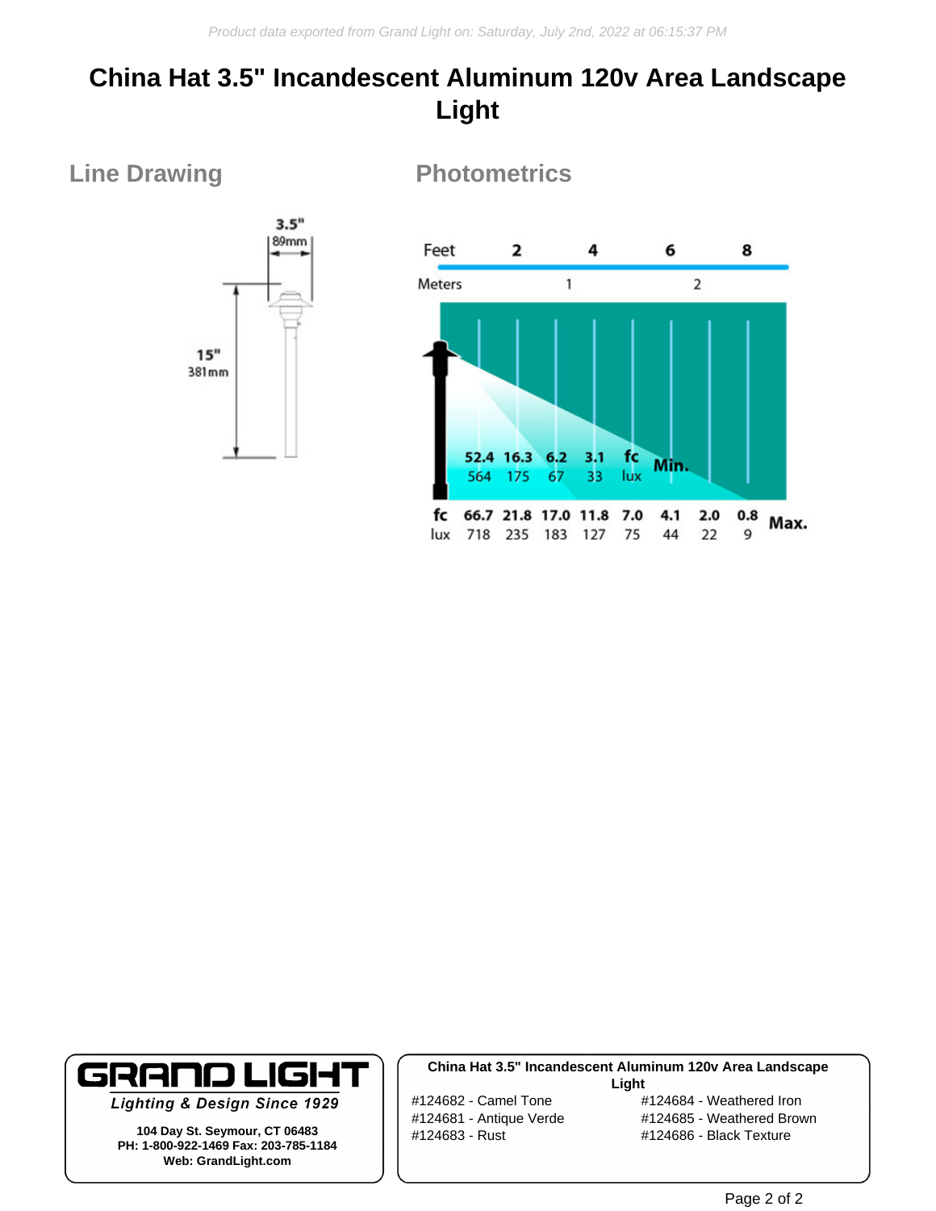# China Hat 3.5" Incandescent Aluminum 120v Area Landscape Light

## Line Drawing

3.5"
89mm
15"
381mm

## Photometrics

Feet 2 4 6 8
Meters 1 2

52.4 16.3 6.2 3.1 fc Min.
564 175 67 33 lux

fc 66.7 21.8 17.0 11.8 7.0 4.1 2.0 0.8 Max.
lux 718 235 183 127 75 44 22 9

**GRAND LIGHT**
*Lighting & Design Since 1929*

**104 Day St. Seymour, CT 06483**
**PH: 1-800-922-1469 Fax: 203-785-1184**
**Web: GrandLight.com**

**China Hat 3.5" Incandescent Aluminum 120v Area Landscape Light**

#124682 - Camel Tone
#124681 - Antique Verde
#124683 - Rust
#124684 - Weathered Iron
#124685 - Weathered Brown
#124686 - Black Texture